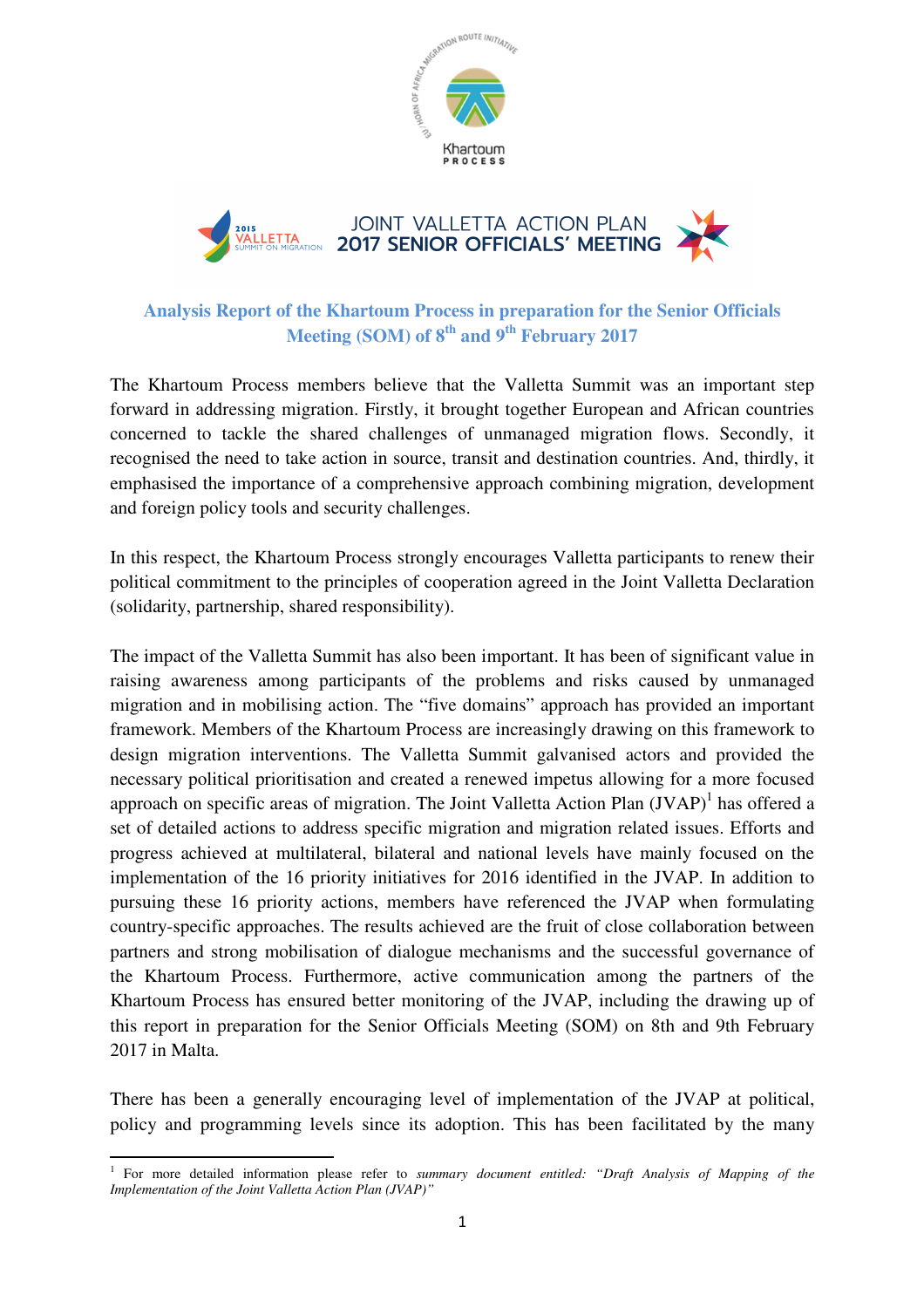Khartoum PROCESS

EU HORN OF AFRICA MIGRATION ROUTE INITIATIVE

2015 VALLETTA SUMMIT ON MIGRATION

JOINT VALLETTA ACTION PLAN
2017 SENIOR OFFICIALS' MEETING

## Analysis Report of the Khartoum Process in preparation for the Senior Officials Meeting (SOM) of 8th and 9th February 2017

The Khartoum Process members believe that the Valletta Summit was an important step forward in addressing migration. Firstly, it brought together European and African countries concerned to tackle the shared challenges of unmanaged migration flows. Secondly, it recognised the need to take action in source, transit and destination countries. And, thirdly, it emphasised the importance of a comprehensive approach combining migration, development and foreign policy tools and security challenges.

In this respect, the Khartoum Process strongly encourages Valletta participants to renew their political commitment to the principles of cooperation agreed in the Joint Valletta Declaration (solidarity, partnership, shared responsibility).

The impact of the Valletta Summit has also been important. It has been of significant value in raising awareness among participants of the problems and risks caused by unmanaged migration and in mobilising action. The "five domains" approach has provided an important framework. Members of the Khartoum Process are increasingly drawing on this framework to design migration interventions. The Valletta Summit galvanised actors and provided the necessary political prioritisation and created a renewed impetus allowing for a more focused approach on specific areas of migration. The Joint Valletta Action Plan (JVAP)[1] has offered a set of detailed actions to address specific migration and migration related issues. Efforts and progress achieved at multilateral, bilateral and national levels have mainly focused on the implementation of the 16 priority initiatives for 2016 identified in the JVAP. In addition to pursuing these 16 priority actions, members have referenced the JVAP when formulating country-specific approaches. The results achieved are the fruit of close collaboration between partners and strong mobilisation of dialogue mechanisms and the successful governance of the Khartoum Process. Furthermore, active communication among the partners of the Khartoum Process has ensured better monitoring of the JVAP, including the drawing up of this report in preparation for the Senior Officials Meeting (SOM) on 8th and 9th February 2017 in Malta.

There has been a generally encouraging level of implementation of the JVAP at political, policy and programming levels since its adoption. This has been facilitated by the many

---

[1] For more detailed information please refer to *summary document entitled: "Draft Analysis of Mapping of the Implementation of the Joint Valletta Action Plan (JVAP)"*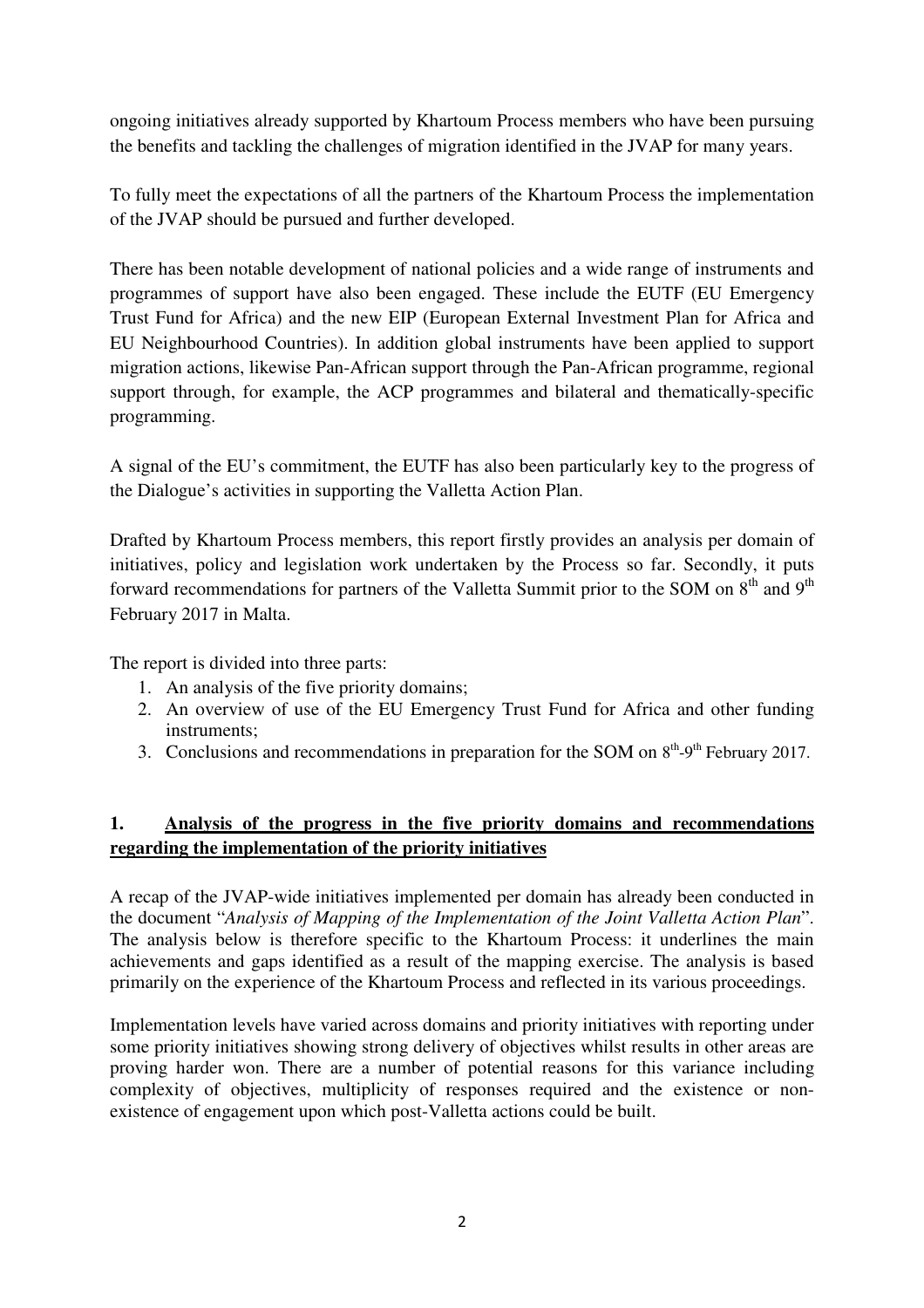ongoing initiatives already supported by Khartoum Process members who have been pursuing the benefits and tackling the challenges of migration identified in the JVAP for many years.

To fully meet the expectations of all the partners of the Khartoum Process the implementation of the JVAP should be pursued and further developed.

There has been notable development of national policies and a wide range of instruments and programmes of support have also been engaged. These include the EUTF (EU Emergency Trust Fund for Africa) and the new EIP (European External Investment Plan for Africa and EU Neighbourhood Countries). In addition global instruments have been applied to support migration actions, likewise Pan-African support through the Pan-African programme, regional support through, for example, the ACP programmes and bilateral and thematically-specific programming.

A signal of the EU's commitment, the EUTF has also been particularly key to the progress of the Dialogue's activities in supporting the Valletta Action Plan.

Drafted by Khartoum Process members, this report firstly provides an analysis per domain of initiatives, policy and legislation work undertaken by the Process so far. Secondly, it puts forward recommendations for partners of the Valletta Summit prior to the SOM on 8th and 9th February 2017 in Malta.

The report is divided into three parts:

1. An analysis of the five priority domains;
2. An overview of use of the EU Emergency Trust Fund for Africa and other funding instruments;
3. Conclusions and recommendations in preparation for the SOM on 8th-9th February 2017.

## 1. Analysis of the progress in the five priority domains and recommendations regarding the implementation of the priority initiatives

A recap of the JVAP-wide initiatives implemented per domain has already been conducted in the document "*Analysis of Mapping of the Implementation of the Joint Valletta Action Plan*". The analysis below is therefore specific to the Khartoum Process: it underlines the main achievements and gaps identified as a result of the mapping exercise. The analysis is based primarily on the experience of the Khartoum Process and reflected in its various proceedings.

Implementation levels have varied across domains and priority initiatives with reporting under some priority initiatives showing strong delivery of objectives whilst results in other areas are proving harder won. There are a number of potential reasons for this variance including complexity of objectives, multiplicity of responses required and the existence or non-existence of engagement upon which post-Valletta actions could be built.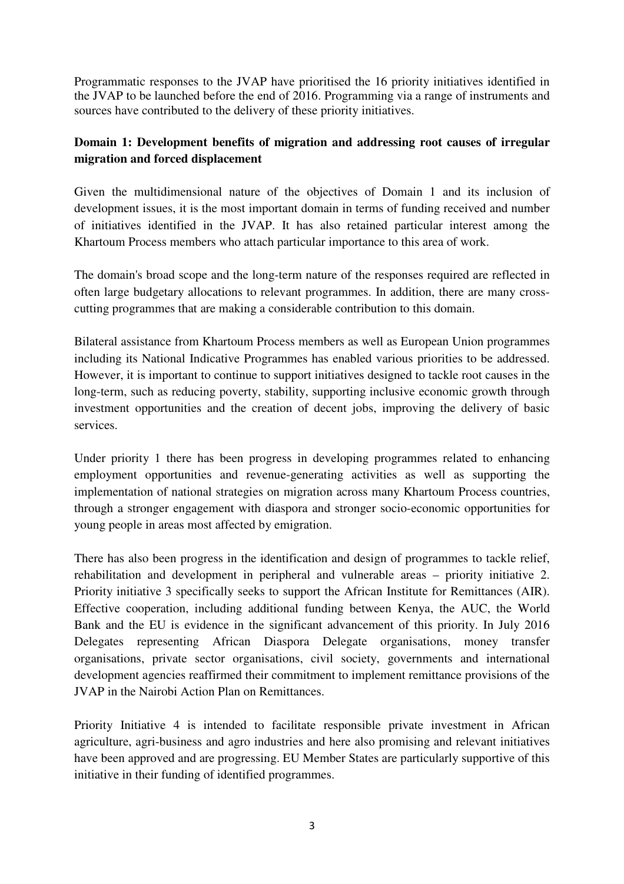Programmatic responses to the JVAP have prioritised the 16 priority initiatives identified in the JVAP to be launched before the end of 2016. Programming via a range of instruments and sources have contributed to the delivery of these priority initiatives.

**Domain 1: Development benefits of migration and addressing root causes of irregular migration and forced displacement**

Given the multidimensional nature of the objectives of Domain 1 and its inclusion of development issues, it is the most important domain in terms of funding received and number of initiatives identified in the JVAP. It has also retained particular interest among the Khartoum Process members who attach particular importance to this area of work.

The domain's broad scope and the long-term nature of the responses required are reflected in often large budgetary allocations to relevant programmes. In addition, there are many cross-cutting programmes that are making a considerable contribution to this domain.

Bilateral assistance from Khartoum Process members as well as European Union programmes including its National Indicative Programmes has enabled various priorities to be addressed. However, it is important to continue to support initiatives designed to tackle root causes in the long-term, such as reducing poverty, stability, supporting inclusive economic growth through investment opportunities and the creation of decent jobs, improving the delivery of basic services.

Under priority 1 there has been progress in developing programmes related to enhancing employment opportunities and revenue-generating activities as well as supporting the implementation of national strategies on migration across many Khartoum Process countries, through a stronger engagement with diaspora and stronger socio-economic opportunities for young people in areas most affected by emigration.

There has also been progress in the identification and design of programmes to tackle relief, rehabilitation and development in peripheral and vulnerable areas – priority initiative 2. Priority initiative 3 specifically seeks to support the African Institute for Remittances (AIR). Effective cooperation, including additional funding between Kenya, the AUC, the World Bank and the EU is evidence in the significant advancement of this priority. In July 2016 Delegates representing African Diaspora Delegate organisations, money transfer organisations, private sector organisations, civil society, governments and international development agencies reaffirmed their commitment to implement remittance provisions of the JVAP in the Nairobi Action Plan on Remittances.

Priority Initiative 4 is intended to facilitate responsible private investment in African agriculture, agri-business and agro industries and here also promising and relevant initiatives have been approved and are progressing. EU Member States are particularly supportive of this initiative in their funding of identified programmes.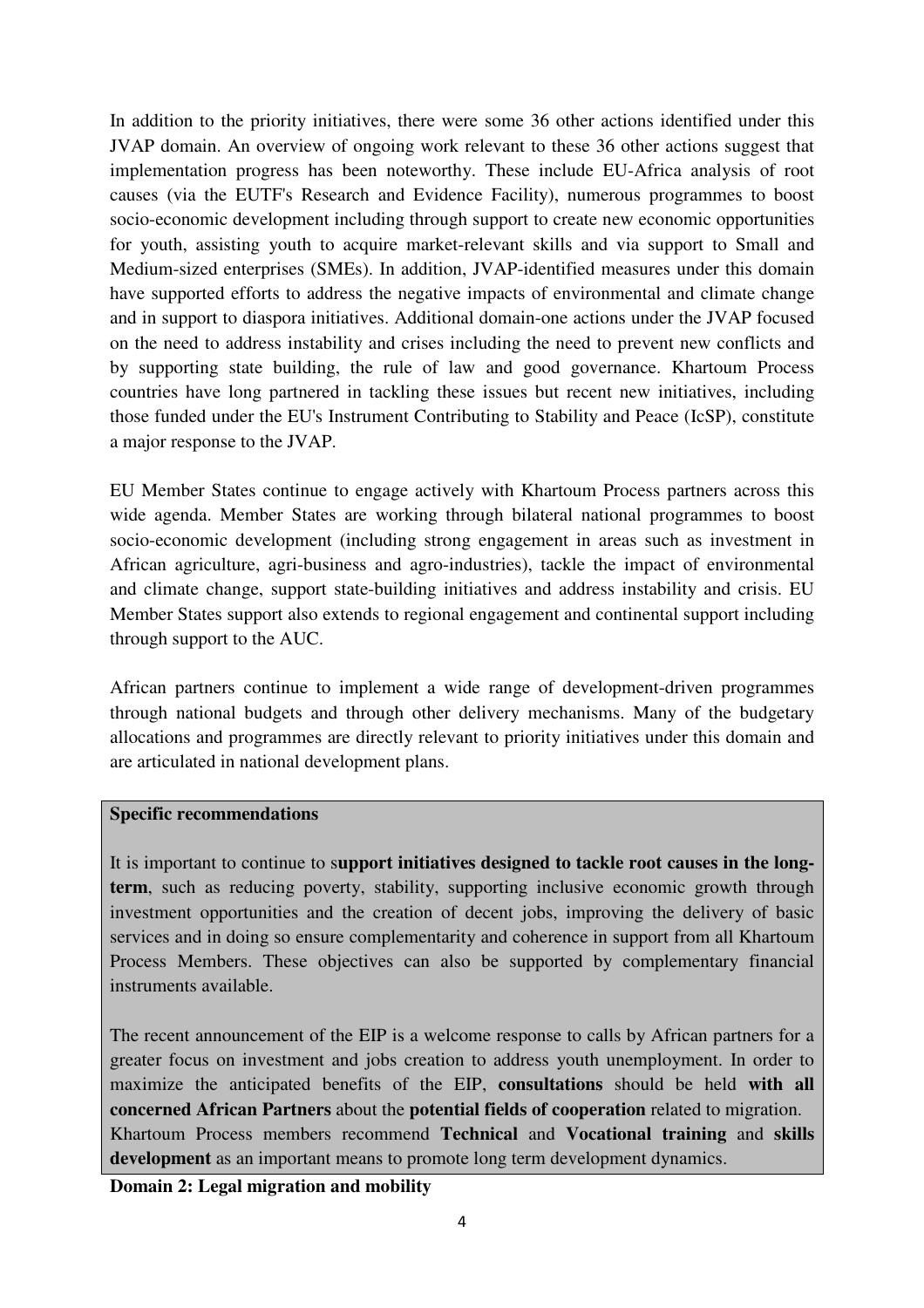In addition to the priority initiatives, there were some 36 other actions identified under this JVAP domain. An overview of ongoing work relevant to these 36 other actions suggest that implementation progress has been noteworthy. These include EU-Africa analysis of root causes (via the EUTF's Research and Evidence Facility), numerous programmes to boost socio-economic development including through support to create new economic opportunities for youth, assisting youth to acquire market-relevant skills and via support to Small and Medium-sized enterprises (SMEs). In addition, JVAP-identified measures under this domain have supported efforts to address the negative impacts of environmental and climate change and in support to diaspora initiatives. Additional domain-one actions under the JVAP focused on the need to address instability and crises including the need to prevent new conflicts and by supporting state building, the rule of law and good governance. Khartoum Process countries have long partnered in tackling these issues but recent new initiatives, including those funded under the EU's Instrument Contributing to Stability and Peace (IcSP), constitute a major response to the JVAP.

EU Member States continue to engage actively with Khartoum Process partners across this wide agenda. Member States are working through bilateral national programmes to boost socio-economic development (including strong engagement in areas such as investment in African agriculture, agri-business and agro-industries), tackle the impact of environmental and climate change, support state-building initiatives and address instability and crisis. EU Member States support also extends to regional engagement and continental support including through support to the AUC.

African partners continue to implement a wide range of development-driven programmes through national budgets and through other delivery mechanisms. Many of the budgetary allocations and programmes are directly relevant to priority initiatives under this domain and are articulated in national development plans.

**Specific recommendations**

It is important to continue to s**upport initiatives designed to tackle root causes in the long-term**, such as reducing poverty, stability, supporting inclusive economic growth through investment opportunities and the creation of decent jobs, improving the delivery of basic services and in doing so ensure complementarity and coherence in support from all Khartoum Process Members. These objectives can also be supported by complementary financial instruments available.

The recent announcement of the EIP is a welcome response to calls by African partners for a greater focus on investment and jobs creation to address youth unemployment. In order to maximize the anticipated benefits of the EIP, **consultations** should be held **with all concerned African Partners** about the **potential fields of cooperation** related to migration.
Khartoum Process members recommend **Technical** and **Vocational training** and **skills development** as an important means to promote long term development dynamics.

**Domain 2: Legal migration and mobility**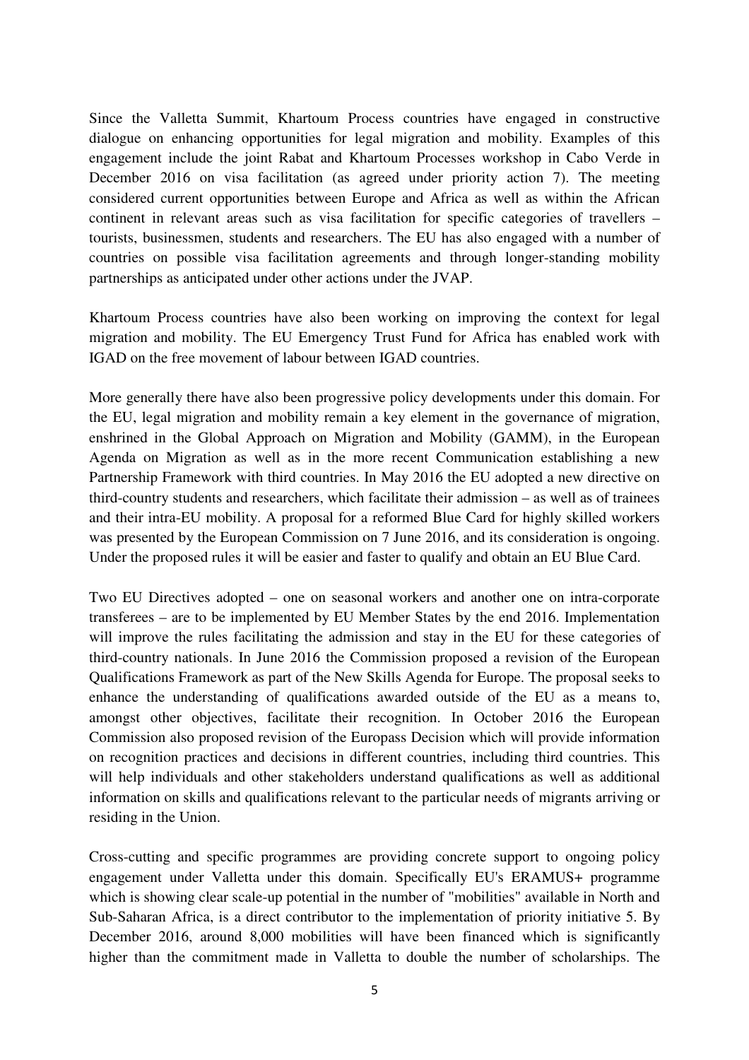Since the Valletta Summit, Khartoum Process countries have engaged in constructive dialogue on enhancing opportunities for legal migration and mobility. Examples of this engagement include the joint Rabat and Khartoum Processes workshop in Cabo Verde in December 2016 on visa facilitation (as agreed under priority action 7). The meeting considered current opportunities between Europe and Africa as well as within the African continent in relevant areas such as visa facilitation for specific categories of travellers – tourists, businessmen, students and researchers. The EU has also engaged with a number of countries on possible visa facilitation agreements and through longer-standing mobility partnerships as anticipated under other actions under the JVAP.

Khartoum Process countries have also been working on improving the context for legal migration and mobility. The EU Emergency Trust Fund for Africa has enabled work with IGAD on the free movement of labour between IGAD countries.

More generally there have also been progressive policy developments under this domain. For the EU, legal migration and mobility remain a key element in the governance of migration, enshrined in the Global Approach on Migration and Mobility (GAMM), in the European Agenda on Migration as well as in the more recent Communication establishing a new Partnership Framework with third countries. In May 2016 the EU adopted a new directive on third-country students and researchers, which facilitate their admission – as well as of trainees and their intra-EU mobility. A proposal for a reformed Blue Card for highly skilled workers was presented by the European Commission on 7 June 2016, and its consideration is ongoing. Under the proposed rules it will be easier and faster to qualify and obtain an EU Blue Card.

Two EU Directives adopted – one on seasonal workers and another one on intra-corporate transferees – are to be implemented by EU Member States by the end 2016. Implementation will improve the rules facilitating the admission and stay in the EU for these categories of third-country nationals. In June 2016 the Commission proposed a revision of the European Qualifications Framework as part of the New Skills Agenda for Europe. The proposal seeks to enhance the understanding of qualifications awarded outside of the EU as a means to, amongst other objectives, facilitate their recognition. In October 2016 the European Commission also proposed revision of the Europass Decision which will provide information on recognition practices and decisions in different countries, including third countries. This will help individuals and other stakeholders understand qualifications as well as additional information on skills and qualifications relevant to the particular needs of migrants arriving or residing in the Union.

Cross-cutting and specific programmes are providing concrete support to ongoing policy engagement under Valletta under this domain. Specifically EU's ERAMUS+ programme which is showing clear scale-up potential in the number of "mobilities" available in North and Sub-Saharan Africa, is a direct contributor to the implementation of priority initiative 5. By December 2016, around 8,000 mobilities will have been financed which is significantly higher than the commitment made in Valletta to double the number of scholarships. The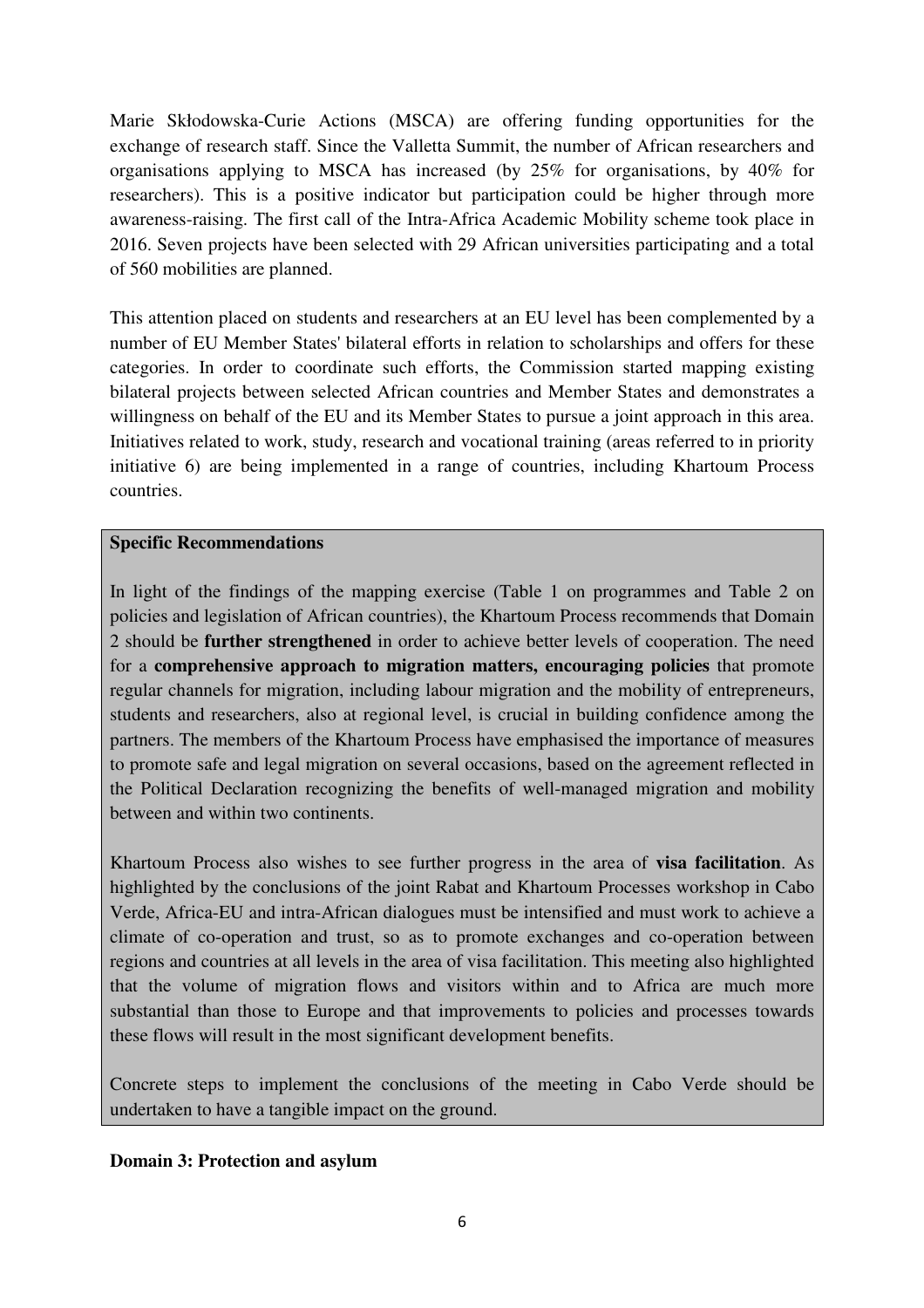Marie Skłodowska-Curie Actions (MSCA) are offering funding opportunities for the exchange of research staff. Since the Valletta Summit, the number of African researchers and organisations applying to MSCA has increased (by 25% for organisations, by 40% for researchers). This is a positive indicator but participation could be higher through more awareness-raising. The first call of the Intra-Africa Academic Mobility scheme took place in 2016. Seven projects have been selected with 29 African universities participating and a total of 560 mobilities are planned.

This attention placed on students and researchers at an EU level has been complemented by a number of EU Member States' bilateral efforts in relation to scholarships and offers for these categories. In order to coordinate such efforts, the Commission started mapping existing bilateral projects between selected African countries and Member States and demonstrates a willingness on behalf of the EU and its Member States to pursue a joint approach in this area. Initiatives related to work, study, research and vocational training (areas referred to in priority initiative 6) are being implemented in a range of countries, including Khartoum Process countries.

**Specific Recommendations**

In light of the findings of the mapping exercise (Table 1 on programmes and Table 2 on policies and legislation of African countries), the Khartoum Process recommends that Domain 2 should be **further strengthened** in order to achieve better levels of cooperation. The need for a **comprehensive approach to migration matters, encouraging policies** that promote regular channels for migration, including labour migration and the mobility of entrepreneurs, students and researchers, also at regional level, is crucial in building confidence among the partners. The members of the Khartoum Process have emphasised the importance of measures to promote safe and legal migration on several occasions, based on the agreement reflected in the Political Declaration recognizing the benefits of well-managed migration and mobility between and within two continents.

Khartoum Process also wishes to see further progress in the area of **visa facilitation**. As highlighted by the conclusions of the joint Rabat and Khartoum Processes workshop in Cabo Verde, Africa-EU and intra-African dialogues must be intensified and must work to achieve a climate of co-operation and trust, so as to promote exchanges and co-operation between regions and countries at all levels in the area of visa facilitation. This meeting also highlighted that the volume of migration flows and visitors within and to Africa are much more substantial than those to Europe and that improvements to policies and processes towards these flows will result in the most significant development benefits.

Concrete steps to implement the conclusions of the meeting in Cabo Verde should be undertaken to have a tangible impact on the ground.

**Domain 3: Protection and asylum**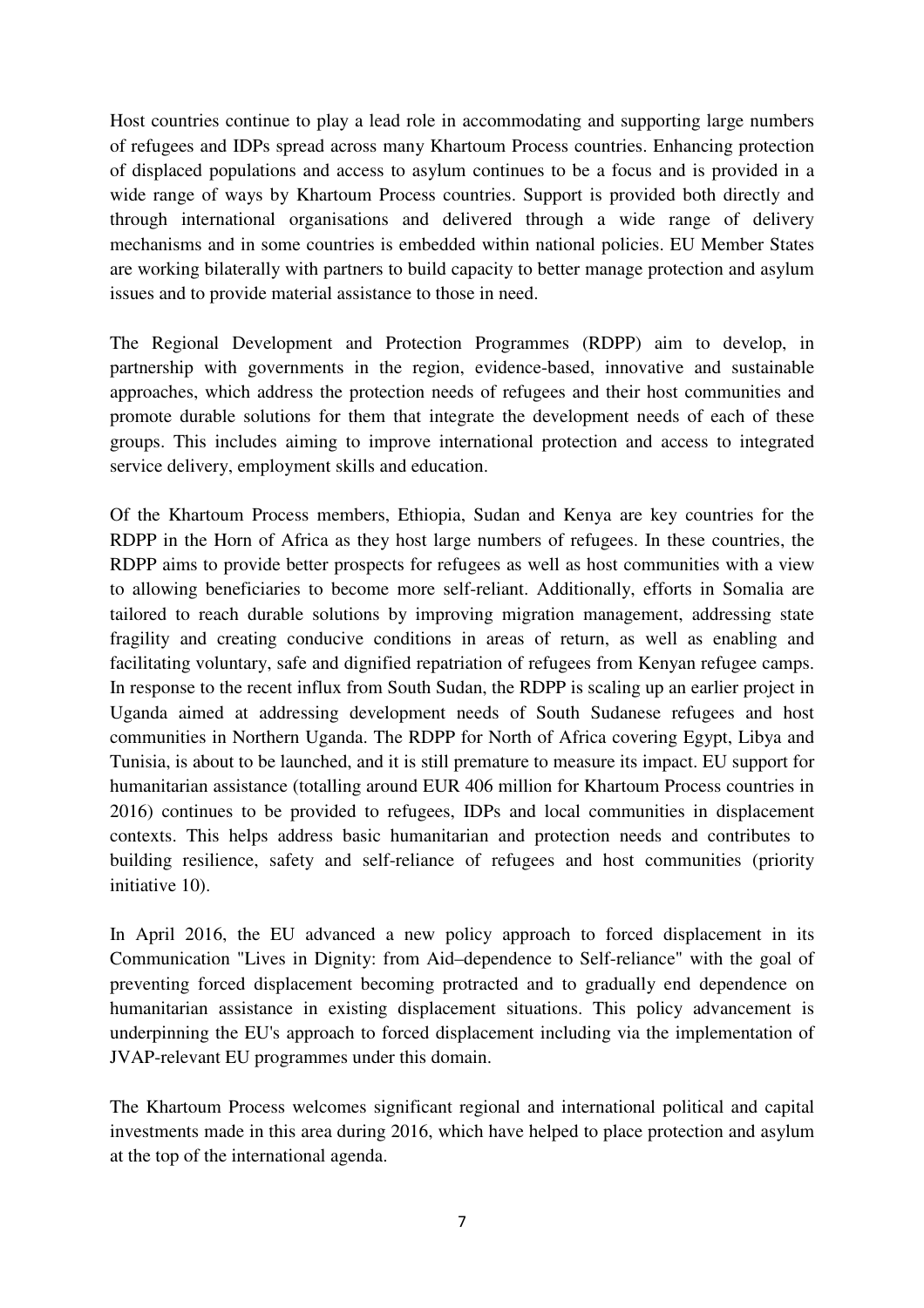Host countries continue to play a lead role in accommodating and supporting large numbers of refugees and IDPs spread across many Khartoum Process countries. Enhancing protection of displaced populations and access to asylum continues to be a focus and is provided in a wide range of ways by Khartoum Process countries. Support is provided both directly and through international organisations and delivered through a wide range of delivery mechanisms and in some countries is embedded within national policies. EU Member States are working bilaterally with partners to build capacity to better manage protection and asylum issues and to provide material assistance to those in need.

The Regional Development and Protection Programmes (RDPP) aim to develop, in partnership with governments in the region, evidence-based, innovative and sustainable approaches, which address the protection needs of refugees and their host communities and promote durable solutions for them that integrate the development needs of each of these groups. This includes aiming to improve international protection and access to integrated service delivery, employment skills and education.

Of the Khartoum Process members, Ethiopia, Sudan and Kenya are key countries for the RDPP in the Horn of Africa as they host large numbers of refugees. In these countries, the RDPP aims to provide better prospects for refugees as well as host communities with a view to allowing beneficiaries to become more self-reliant. Additionally, efforts in Somalia are tailored to reach durable solutions by improving migration management, addressing state fragility and creating conducive conditions in areas of return, as well as enabling and facilitating voluntary, safe and dignified repatriation of refugees from Kenyan refugee camps. In response to the recent influx from South Sudan, the RDPP is scaling up an earlier project in Uganda aimed at addressing development needs of South Sudanese refugees and host communities in Northern Uganda. The RDPP for North of Africa covering Egypt, Libya and Tunisia, is about to be launched, and it is still premature to measure its impact. EU support for humanitarian assistance (totalling around EUR 406 million for Khartoum Process countries in 2016) continues to be provided to refugees, IDPs and local communities in displacement contexts. This helps address basic humanitarian and protection needs and contributes to building resilience, safety and self-reliance of refugees and host communities (priority initiative 10).

In April 2016, the EU advanced a new policy approach to forced displacement in its Communication "Lives in Dignity: from Aid–dependence to Self-reliance" with the goal of preventing forced displacement becoming protracted and to gradually end dependence on humanitarian assistance in existing displacement situations. This policy advancement is underpinning the EU's approach to forced displacement including via the implementation of JVAP-relevant EU programmes under this domain.

The Khartoum Process welcomes significant regional and international political and capital investments made in this area during 2016, which have helped to place protection and asylum at the top of the international agenda.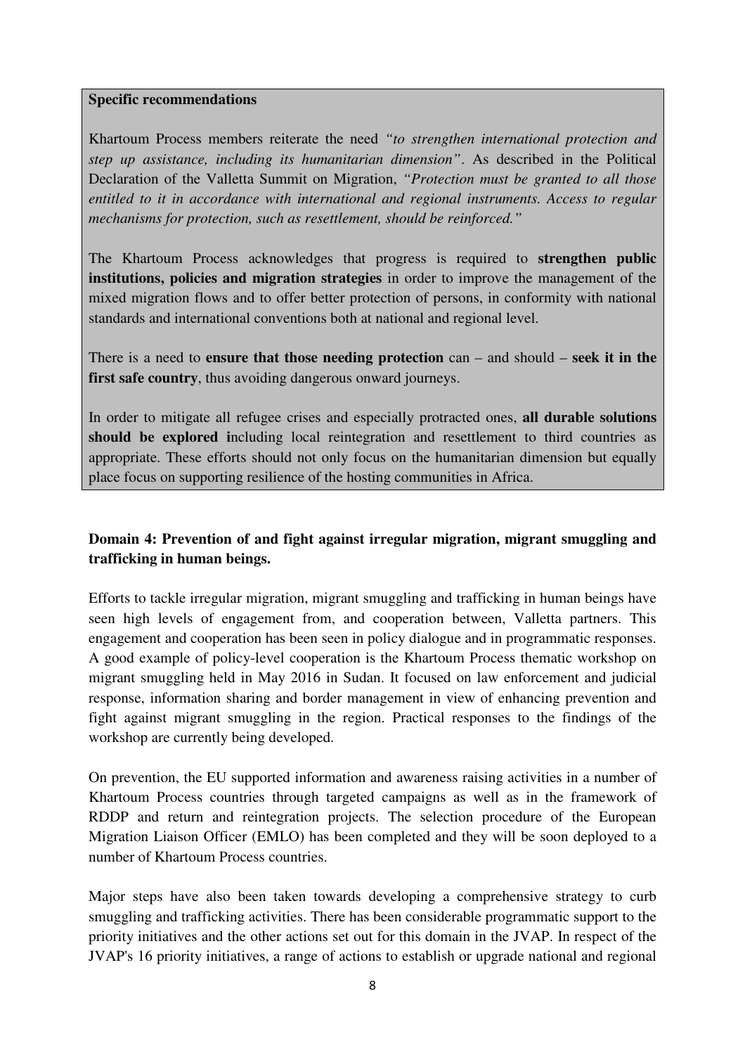**Specific recommendations**

Khartoum Process members reiterate the need *"to strengthen international protection and step up assistance, including its humanitarian dimension"*. As described in the Political Declaration of the Valletta Summit on Migration, *"Protection must be granted to all those entitled to it in accordance with international and regional instruments. Access to regular mechanisms for protection, such as resettlement, should be reinforced."*

The Khartoum Process acknowledges that progress is required to **strengthen public institutions, policies and migration strategies** in order to improve the management of the mixed migration flows and to offer better protection of persons, in conformity with national standards and international conventions both at national and regional level.

There is a need to **ensure that those needing protection** can – and should – **seek it in the first safe country**, thus avoiding dangerous onward journeys.

In order to mitigate all refugee crises and especially protracted ones, **all durable solutions should be explored i**ncluding local reintegration and resettlement to third countries as appropriate. These efforts should not only focus on the humanitarian dimension but equally place focus on supporting resilience of the hosting communities in Africa.

**Domain 4: Prevention of and fight against irregular migration, migrant smuggling and trafficking in human beings.**

Efforts to tackle irregular migration, migrant smuggling and trafficking in human beings have seen high levels of engagement from, and cooperation between, Valletta partners. This engagement and cooperation has been seen in policy dialogue and in programmatic responses. A good example of policy-level cooperation is the Khartoum Process thematic workshop on migrant smuggling held in May 2016 in Sudan. It focused on law enforcement and judicial response, information sharing and border management in view of enhancing prevention and fight against migrant smuggling in the region. Practical responses to the findings of the workshop are currently being developed.

On prevention, the EU supported information and awareness raising activities in a number of Khartoum Process countries through targeted campaigns as well as in the framework of RDDP and return and reintegration projects. The selection procedure of the European Migration Liaison Officer (EMLO) has been completed and they will be soon deployed to a number of Khartoum Process countries.

Major steps have also been taken towards developing a comprehensive strategy to curb smuggling and trafficking activities. There has been considerable programmatic support to the priority initiatives and the other actions set out for this domain in the JVAP. In respect of the JVAP's 16 priority initiatives, a range of actions to establish or upgrade national and regional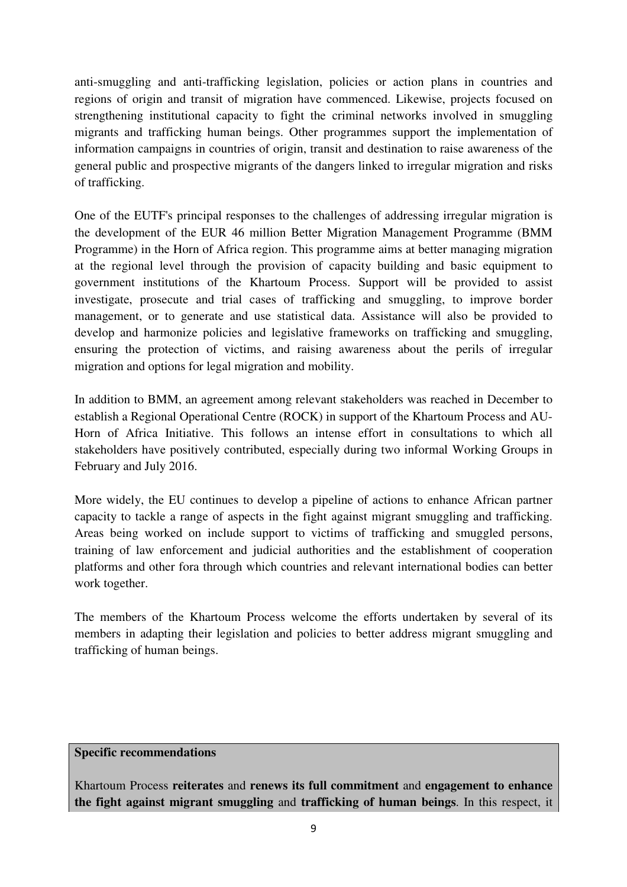anti-smuggling and anti-trafficking legislation, policies or action plans in countries and regions of origin and transit of migration have commenced. Likewise, projects focused on strengthening institutional capacity to fight the criminal networks involved in smuggling migrants and trafficking human beings. Other programmes support the implementation of information campaigns in countries of origin, transit and destination to raise awareness of the general public and prospective migrants of the dangers linked to irregular migration and risks of trafficking.

One of the EUTF's principal responses to the challenges of addressing irregular migration is the development of the EUR 46 million Better Migration Management Programme (BMM Programme) in the Horn of Africa region. This programme aims at better managing migration at the regional level through the provision of capacity building and basic equipment to government institutions of the Khartoum Process. Support will be provided to assist investigate, prosecute and trial cases of trafficking and smuggling, to improve border management, or to generate and use statistical data. Assistance will also be provided to develop and harmonize policies and legislative frameworks on trafficking and smuggling, ensuring the protection of victims, and raising awareness about the perils of irregular migration and options for legal migration and mobility.

In addition to BMM, an agreement among relevant stakeholders was reached in December to establish a Regional Operational Centre (ROCK) in support of the Khartoum Process and AU-Horn of Africa Initiative. This follows an intense effort in consultations to which all stakeholders have positively contributed, especially during two informal Working Groups in February and July 2016.

More widely, the EU continues to develop a pipeline of actions to enhance African partner capacity to tackle a range of aspects in the fight against migrant smuggling and trafficking. Areas being worked on include support to victims of trafficking and smuggled persons, training of law enforcement and judicial authorities and the establishment of cooperation platforms and other fora through which countries and relevant international bodies can better work together.

The members of the Khartoum Process welcome the efforts undertaken by several of its members in adapting their legislation and policies to better address migrant smuggling and trafficking of human beings.

**Specific recommendations**

Khartoum Process **reiterates** and **renews its full commitment** and **engagement to enhance the fight against migrant smuggling** and **trafficking of human beings**. In this respect, it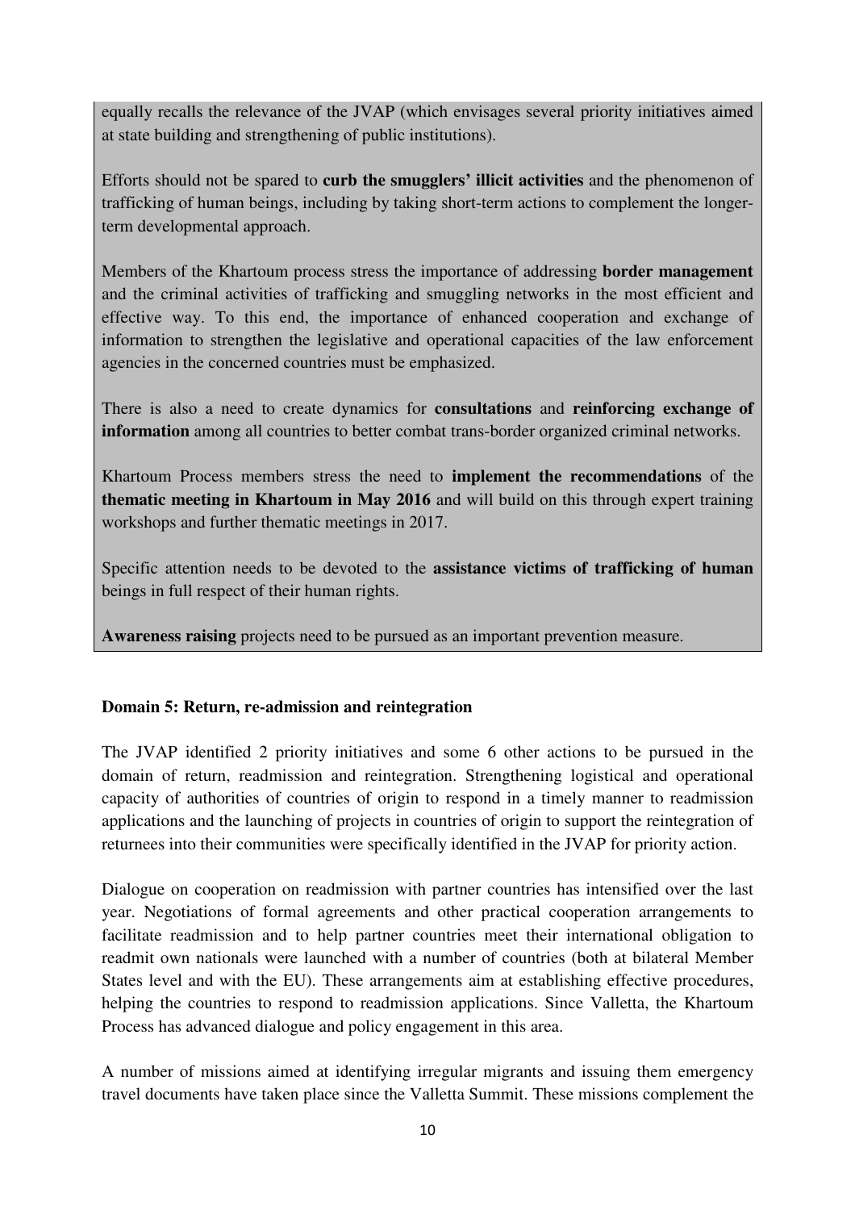equally recalls the relevance of the JVAP (which envisages several priority initiatives aimed at state building and strengthening of public institutions).

Efforts should not be spared to **curb the smugglers' illicit activities** and the phenomenon of trafficking of human beings, including by taking short-term actions to complement the longer-term developmental approach.

Members of the Khartoum process stress the importance of addressing **border management** and the criminal activities of trafficking and smuggling networks in the most efficient and effective way. To this end, the importance of enhanced cooperation and exchange of information to strengthen the legislative and operational capacities of the law enforcement agencies in the concerned countries must be emphasized.

There is also a need to create dynamics for **consultations** and **reinforcing exchange of information** among all countries to better combat trans-border organized criminal networks.

Khartoum Process members stress the need to **implement the recommendations** of the **thematic meeting in Khartoum in May 2016** and will build on this through expert training workshops and further thematic meetings in 2017.

Specific attention needs to be devoted to the **assistance victims of trafficking of human** beings in full respect of their human rights.

**Awareness raising** projects need to be pursued as an important prevention measure.

**Domain 5: Return, re-admission and reintegration**

The JVAP identified 2 priority initiatives and some 6 other actions to be pursued in the domain of return, readmission and reintegration. Strengthening logistical and operational capacity of authorities of countries of origin to respond in a timely manner to readmission applications and the launching of projects in countries of origin to support the reintegration of returnees into their communities were specifically identified in the JVAP for priority action.

Dialogue on cooperation on readmission with partner countries has intensified over the last year. Negotiations of formal agreements and other practical cooperation arrangements to facilitate readmission and to help partner countries meet their international obligation to readmit own nationals were launched with a number of countries (both at bilateral Member States level and with the EU). These arrangements aim at establishing effective procedures, helping the countries to respond to readmission applications. Since Valletta, the Khartoum Process has advanced dialogue and policy engagement in this area.

A number of missions aimed at identifying irregular migrants and issuing them emergency travel documents have taken place since the Valletta Summit. These missions complement the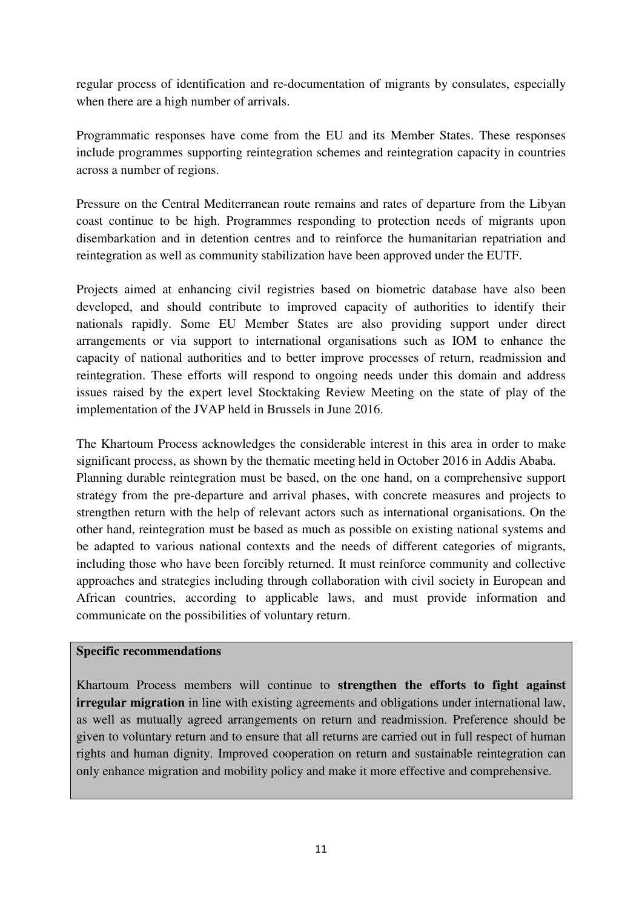regular process of identification and re-documentation of migrants by consulates, especially when there are a high number of arrivals.

Programmatic responses have come from the EU and its Member States. These responses include programmes supporting reintegration schemes and reintegration capacity in countries across a number of regions.

Pressure on the Central Mediterranean route remains and rates of departure from the Libyan coast continue to be high. Programmes responding to protection needs of migrants upon disembarkation and in detention centres and to reinforce the humanitarian repatriation and reintegration as well as community stabilization have been approved under the EUTF.

Projects aimed at enhancing civil registries based on biometric database have also been developed, and should contribute to improved capacity of authorities to identify their nationals rapidly. Some EU Member States are also providing support under direct arrangements or via support to international organisations such as IOM to enhance the capacity of national authorities and to better improve processes of return, readmission and reintegration. These efforts will respond to ongoing needs under this domain and address issues raised by the expert level Stocktaking Review Meeting on the state of play of the implementation of the JVAP held in Brussels in June 2016.

The Khartoum Process acknowledges the considerable interest in this area in order to make significant process, as shown by the thematic meeting held in October 2016 in Addis Ababa. Planning durable reintegration must be based, on the one hand, on a comprehensive support strategy from the pre-departure and arrival phases, with concrete measures and projects to strengthen return with the help of relevant actors such as international organisations. On the other hand, reintegration must be based as much as possible on existing national systems and be adapted to various national contexts and the needs of different categories of migrants, including those who have been forcibly returned. It must reinforce community and collective approaches and strategies including through collaboration with civil society in European and African countries, according to applicable laws, and must provide information and communicate on the possibilities of voluntary return.

**Specific recommendations**

Khartoum Process members will continue to **strengthen the efforts to fight against irregular migration** in line with existing agreements and obligations under international law, as well as mutually agreed arrangements on return and readmission. Preference should be given to voluntary return and to ensure that all returns are carried out in full respect of human rights and human dignity. Improved cooperation on return and sustainable reintegration can only enhance migration and mobility policy and make it more effective and comprehensive.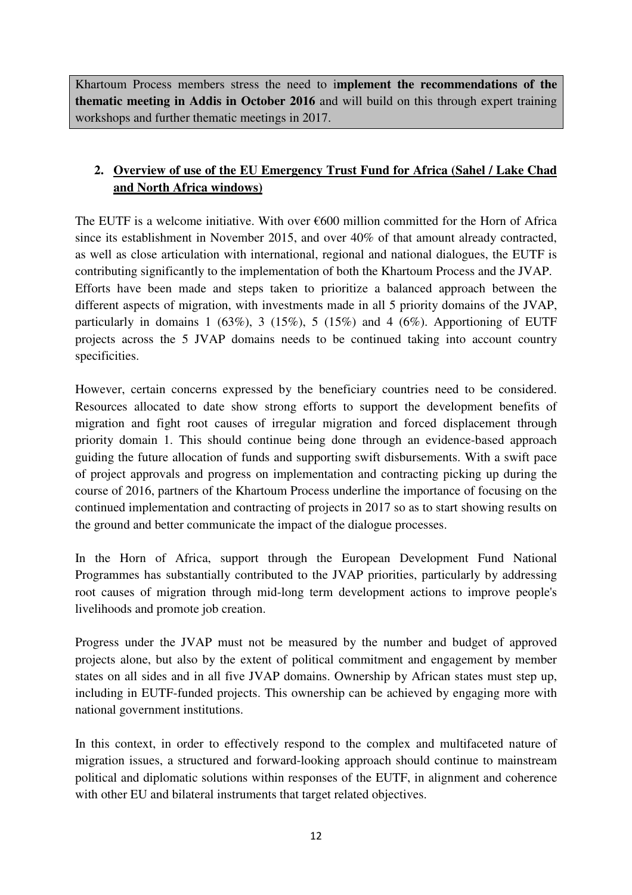Khartoum Process members stress the need to i**mplement the recommendations of the thematic meeting in Addis in October 2016** and will build on this through expert training workshops and further thematic meetings in 2017.

## 2. Overview of use of the EU Emergency Trust Fund for Africa (Sahel / Lake Chad and North Africa windows)

The EUTF is a welcome initiative. With over €600 million committed for the Horn of Africa since its establishment in November 2015, and over 40% of that amount already contracted, as well as close articulation with international, regional and national dialogues, the EUTF is contributing significantly to the implementation of both the Khartoum Process and the JVAP. Efforts have been made and steps taken to prioritize a balanced approach between the different aspects of migration, with investments made in all 5 priority domains of the JVAP, particularly in domains 1 (63%), 3 (15%), 5 (15%) and 4 (6%). Apportioning of EUTF projects across the 5 JVAP domains needs to be continued taking into account country specificities.

However, certain concerns expressed by the beneficiary countries need to be considered. Resources allocated to date show strong efforts to support the development benefits of migration and fight root causes of irregular migration and forced displacement through priority domain 1. This should continue being done through an evidence-based approach guiding the future allocation of funds and supporting swift disbursements. With a swift pace of project approvals and progress on implementation and contracting picking up during the course of 2016, partners of the Khartoum Process underline the importance of focusing on the continued implementation and contracting of projects in 2017 so as to start showing results on the ground and better communicate the impact of the dialogue processes.

In the Horn of Africa, support through the European Development Fund National Programmes has substantially contributed to the JVAP priorities, particularly by addressing root causes of migration through mid-long term development actions to improve people's livelihoods and promote job creation.

Progress under the JVAP must not be measured by the number and budget of approved projects alone, but also by the extent of political commitment and engagement by member states on all sides and in all five JVAP domains. Ownership by African states must step up, including in EUTF-funded projects. This ownership can be achieved by engaging more with national government institutions.

In this context, in order to effectively respond to the complex and multifaceted nature of migration issues, a structured and forward-looking approach should continue to mainstream political and diplomatic solutions within responses of the EUTF, in alignment and coherence with other EU and bilateral instruments that target related objectives.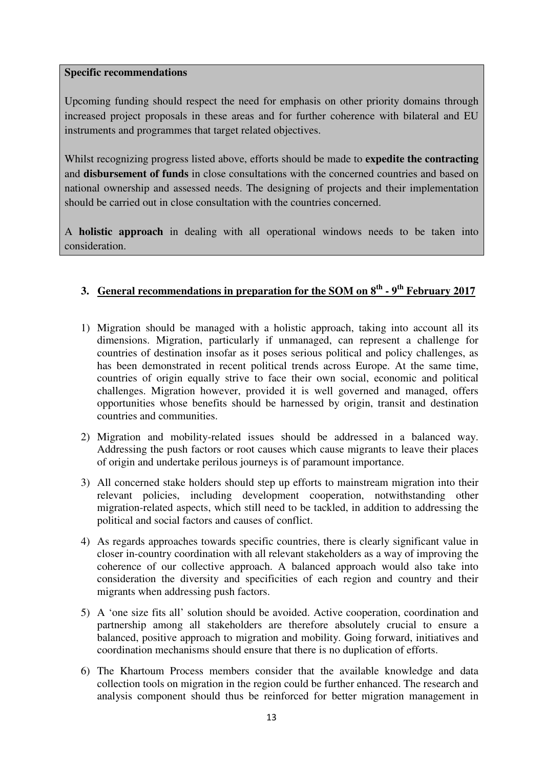**Specific recommendations**

Upcoming funding should respect the need for emphasis on other priority domains through increased project proposals in these areas and for further coherence with bilateral and EU instruments and programmes that target related objectives.

Whilst recognizing progress listed above, efforts should be made to **expedite the contracting** and **disbursement of funds** in close consultations with the concerned countries and based on national ownership and assessed needs. The designing of projects and their implementation should be carried out in close consultation with the countries concerned.

A **holistic approach** in dealing with all operational windows needs to be taken into consideration.

## 3. General recommendations in preparation for the SOM on 8th - 9th February 2017

1) Migration should be managed with a holistic approach, taking into account all its dimensions. Migration, particularly if unmanaged, can represent a challenge for countries of destination insofar as it poses serious political and policy challenges, as has been demonstrated in recent political trends across Europe. At the same time, countries of origin equally strive to face their own social, economic and political challenges. Migration however, provided it is well governed and managed, offers opportunities whose benefits should be harnessed by origin, transit and destination countries and communities.

2) Migration and mobility-related issues should be addressed in a balanced way. Addressing the push factors or root causes which cause migrants to leave their places of origin and undertake perilous journeys is of paramount importance.

3) All concerned stake holders should step up efforts to mainstream migration into their relevant policies, including development cooperation, notwithstanding other migration-related aspects, which still need to be tackled, in addition to addressing the political and social factors and causes of conflict.

4) As regards approaches towards specific countries, there is clearly significant value in closer in-country coordination with all relevant stakeholders as a way of improving the coherence of our collective approach. A balanced approach would also take into consideration the diversity and specificities of each region and country and their migrants when addressing push factors.

5) A 'one size fits all' solution should be avoided. Active cooperation, coordination and partnership among all stakeholders are therefore absolutely crucial to ensure a balanced, positive approach to migration and mobility. Going forward, initiatives and coordination mechanisms should ensure that there is no duplication of efforts.

6) The Khartoum Process members consider that the available knowledge and data collection tools on migration in the region could be further enhanced. The research and analysis component should thus be reinforced for better migration management in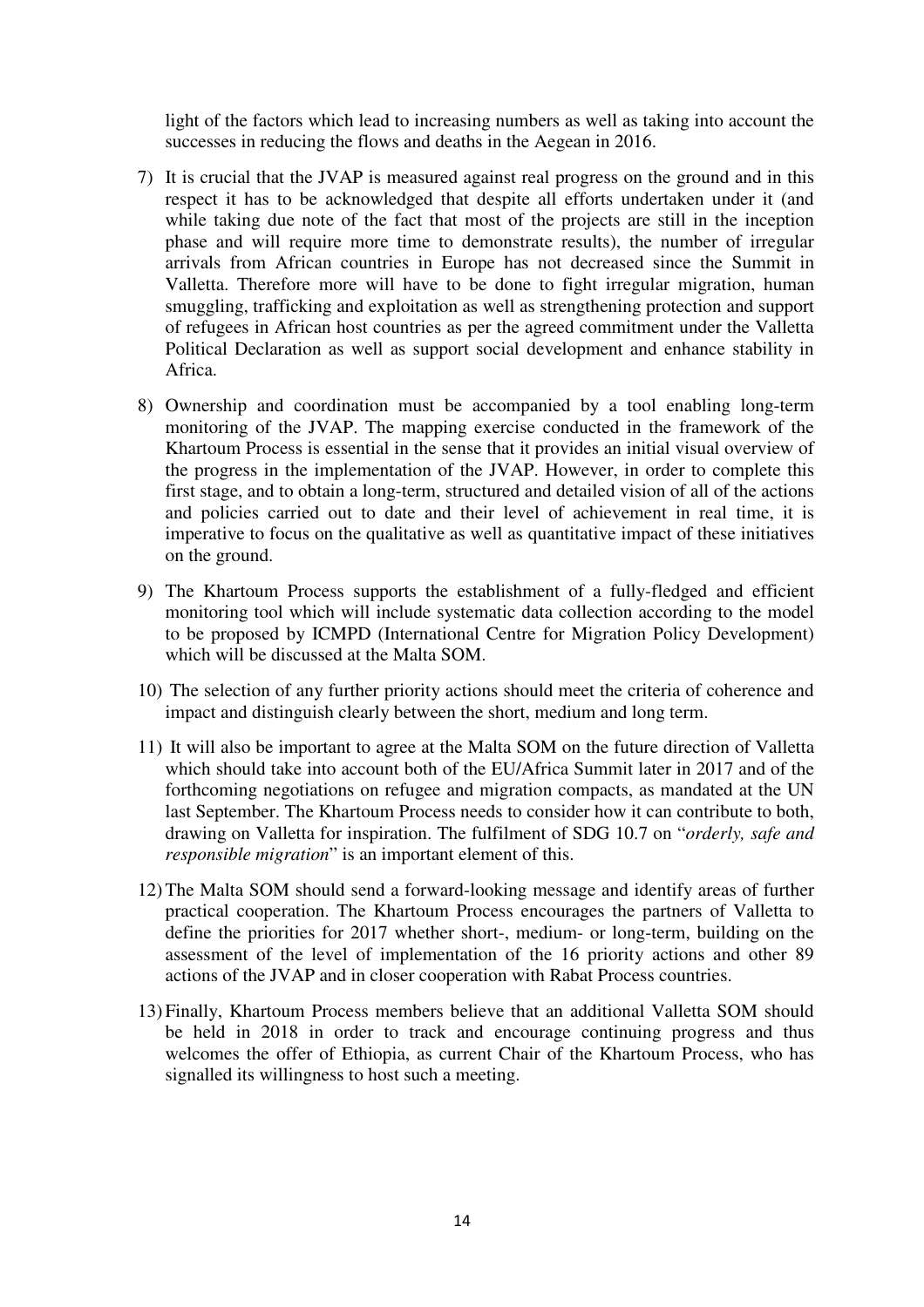light of the factors which lead to increasing numbers as well as taking into account the successes in reducing the flows and deaths in the Aegean in 2016.

7) It is crucial that the JVAP is measured against real progress on the ground and in this respect it has to be acknowledged that despite all efforts undertaken under it (and while taking due note of the fact that most of the projects are still in the inception phase and will require more time to demonstrate results), the number of irregular arrivals from African countries in Europe has not decreased since the Summit in Valletta. Therefore more will have to be done to fight irregular migration, human smuggling, trafficking and exploitation as well as strengthening protection and support of refugees in African host countries as per the agreed commitment under the Valletta Political Declaration as well as support social development and enhance stability in Africa.

8) Ownership and coordination must be accompanied by a tool enabling long-term monitoring of the JVAP. The mapping exercise conducted in the framework of the Khartoum Process is essential in the sense that it provides an initial visual overview of the progress in the implementation of the JVAP. However, in order to complete this first stage, and to obtain a long-term, structured and detailed vision of all of the actions and policies carried out to date and their level of achievement in real time, it is imperative to focus on the qualitative as well as quantitative impact of these initiatives on the ground.

9) The Khartoum Process supports the establishment of a fully-fledged and efficient monitoring tool which will include systematic data collection according to the model to be proposed by ICMPD (International Centre for Migration Policy Development) which will be discussed at the Malta SOM.

10) The selection of any further priority actions should meet the criteria of coherence and impact and distinguish clearly between the short, medium and long term.

11) It will also be important to agree at the Malta SOM on the future direction of Valletta which should take into account both of the EU/Africa Summit later in 2017 and of the forthcoming negotiations on refugee and migration compacts, as mandated at the UN last September. The Khartoum Process needs to consider how it can contribute to both, drawing on Valletta for inspiration. The fulfilment of SDG 10.7 on "*orderly, safe and responsible migration*" is an important element of this.

12) The Malta SOM should send a forward-looking message and identify areas of further practical cooperation. The Khartoum Process encourages the partners of Valletta to define the priorities for 2017 whether short-, medium- or long-term, building on the assessment of the level of implementation of the 16 priority actions and other 89 actions of the JVAP and in closer cooperation with Rabat Process countries.

13) Finally, Khartoum Process members believe that an additional Valletta SOM should be held in 2018 in order to track and encourage continuing progress and thus welcomes the offer of Ethiopia, as current Chair of the Khartoum Process, who has signalled its willingness to host such a meeting.